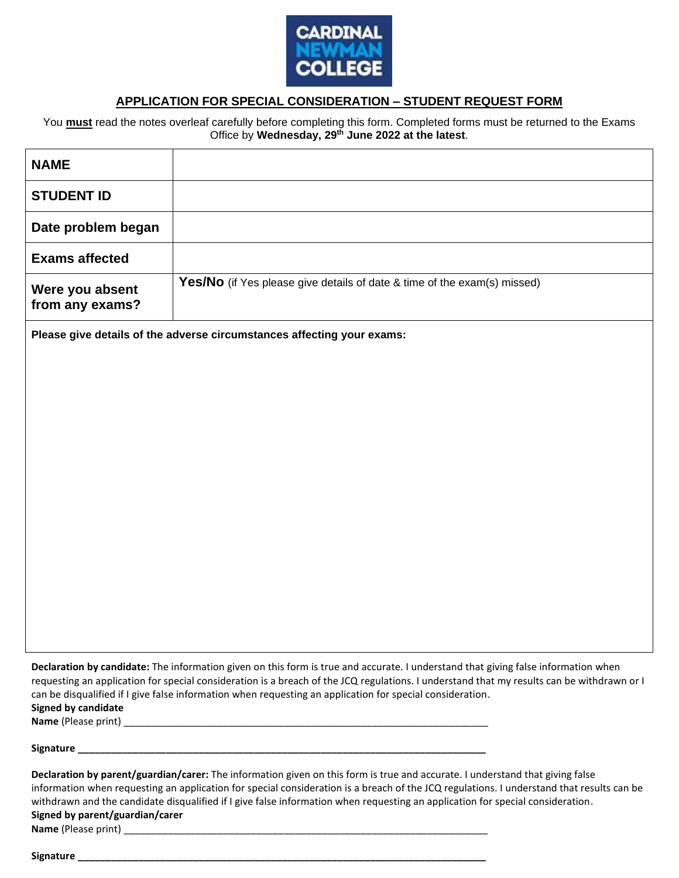CARDINAL NEWMAN COLLEGE

## APPLICATION FOR SPECIAL CONSIDERATION – STUDENT REQUEST FORM

You **must** read the notes overleaf carefully before completing this form. Completed forms must be returned to the Exams Office by **Wednesday, 29th June 2022 at the latest**.

| **NAME** | |
|---|---|
| **STUDENT ID** | |
| **Date problem began** | |
| **Exams affected** | |
| **Were you absent from any exams?** | **Yes/No** (if Yes please give details of date & time of the exam(s) missed) |

**Please give details of the adverse circumstances affecting your exams:**

**Declaration by candidate:** The information given on this form is true and accurate. I understand that giving false information when requesting an application for special consideration is a breach of the JCQ regulations. I understand that my results can be withdrawn or I can be disqualified if I give false information when requesting an application for special consideration.

**Signed by candidate**

**Name** (Please print) ____________________________________________________________

**Signature** ____________________________________________________________

**Declaration by parent/guardian/carer:** The information given on this form is true and accurate. I understand that giving false information when requesting an application for special consideration is a breach of the JCQ regulations. I understand that results can be withdrawn and the candidate disqualified if I give false information when requesting an application for special consideration.

**Signed by parent/guardian/carer**

**Name** (Please print) ____________________________________________________________

**Signature** ____________________________________________________________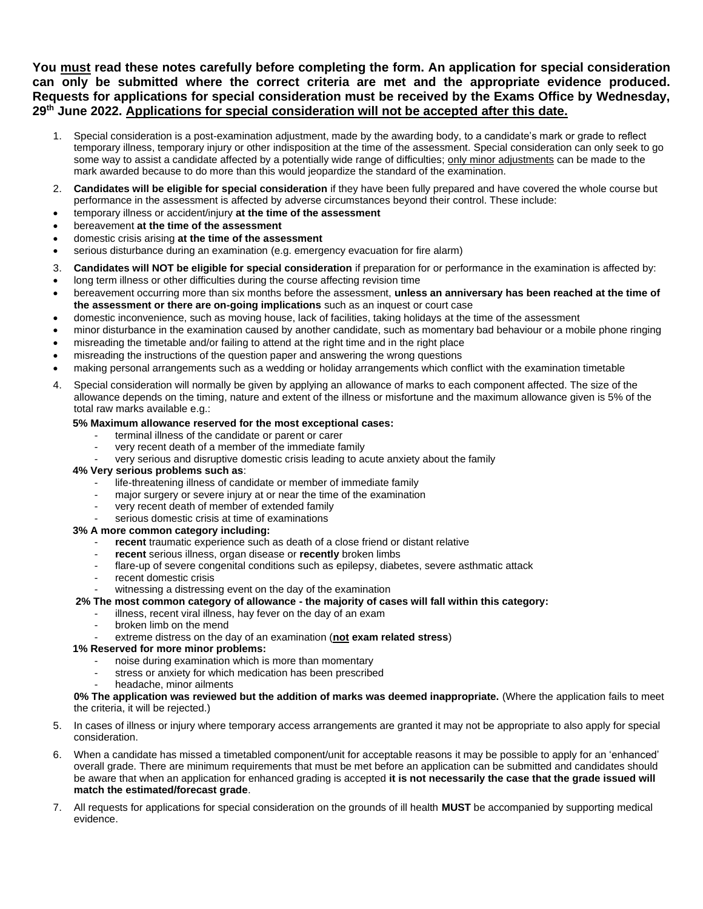**You must read these notes carefully before completing the form. An application for special consideration can only be submitted where the correct criteria are met and the appropriate evidence produced. Requests for applications for special consideration must be received by the Exams Office by Wednesday, 29th June 2022. Applications for special consideration will not be accepted after this date.**

1. Special consideration is a post-examination adjustment, made by the awarding body, to a candidate's mark or grade to reflect temporary illness, temporary injury or other indisposition at the time of the assessment. Special consideration can only seek to go some way to assist a candidate affected by a potentially wide range of difficulties; only minor adjustments can be made to the mark awarded because to do more than this would jeopardize the standard of the examination.

2. **Candidates will be eligible for special consideration** if they have been fully prepared and have covered the whole course but performance in the assessment is affected by adverse circumstances beyond their control. These include:

- temporary illness or accident/injury **at the time of the assessment**
- bereavement **at the time of the assessment**
- domestic crisis arising **at the time of the assessment**
- serious disturbance during an examination (e.g. emergency evacuation for fire alarm)

3. **Candidates will NOT be eligible for special consideration** if preparation for or performance in the examination is affected by:

- long term illness or other difficulties during the course affecting revision time
- bereavement occurring more than six months before the assessment, **unless an anniversary has been reached at the time of the assessment or there are on-going implications** such as an inquest or court case
- domestic inconvenience, such as moving house, lack of facilities, taking holidays at the time of the assessment
- minor disturbance in the examination caused by another candidate, such as momentary bad behaviour or a mobile phone ringing
- misreading the timetable and/or failing to attend at the right time and in the right place
- misreading the instructions of the question paper and answering the wrong questions
- making personal arrangements such as a wedding or holiday arrangements which conflict with the examination timetable

4. Special consideration will normally be given by applying an allowance of marks to each component affected. The size of the allowance depends on the timing, nature and extent of the illness or misfortune and the maximum allowance given is 5% of the total raw marks available e.g.:

**5% Maximum allowance reserved for the most exceptional cases:**
- terminal illness of the candidate or parent or carer
- very recent death of a member of the immediate family
- very serious and disruptive domestic crisis leading to acute anxiety about the family

**4% Very serious problems such as**:
- life-threatening illness of candidate or member of immediate family
- major surgery or severe injury at or near the time of the examination
- very recent death of member of extended family
- serious domestic crisis at time of examinations

**3% A more common category including:**
- **recent** traumatic experience such as death of a close friend or distant relative
- **recent** serious illness, organ disease or **recently** broken limbs
- flare-up of severe congenital conditions such as epilepsy, diabetes, severe asthmatic attack
- recent domestic crisis
- witnessing a distressing event on the day of the examination

**2% The most common category of allowance - the majority of cases will fall within this category:**
- illness, recent viral illness, hay fever on the day of an exam
- broken limb on the mend
- extreme distress on the day of an examination (**not exam related stress**)

**1% Reserved for more minor problems:**
- noise during examination which is more than momentary
- stress or anxiety for which medication has been prescribed
- headache, minor ailments

**0% The application was reviewed but the addition of marks was deemed inappropriate.** (Where the application fails to meet the criteria, it will be rejected.)

5. In cases of illness or injury where temporary access arrangements are granted it may not be appropriate to also apply for special consideration.

6. When a candidate has missed a timetabled component/unit for acceptable reasons it may be possible to apply for an 'enhanced' overall grade. There are minimum requirements that must be met before an application can be submitted and candidates should be aware that when an application for enhanced grading is accepted **it is not necessarily the case that the grade issued will match the estimated/forecast grade**.

7. All requests for applications for special consideration on the grounds of ill health **MUST** be accompanied by supporting medical evidence.